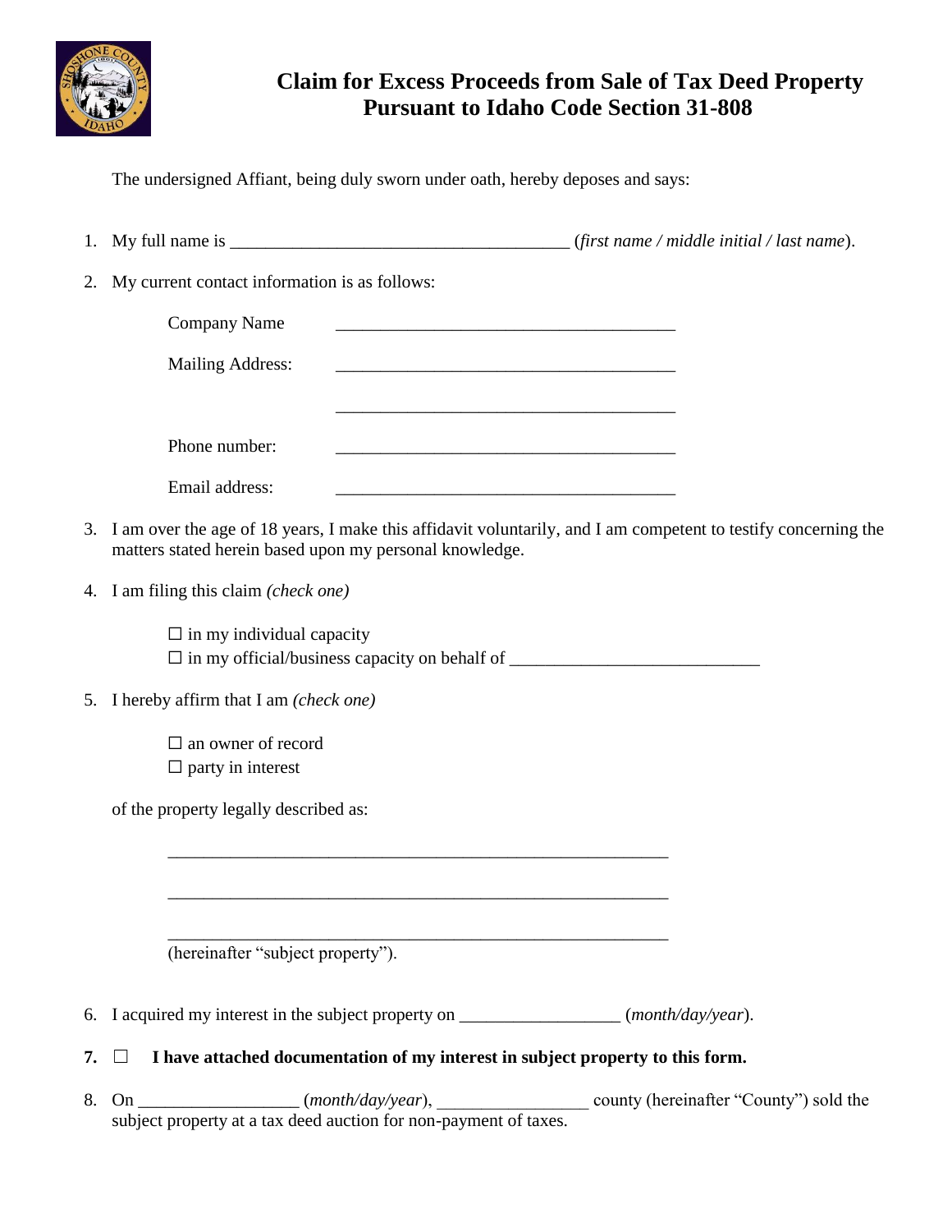# Claim for Excess Proceeds from Sale of Tax Deed Property Pursuant to Idaho Code Section 31-808

The undersigned Affiant, being duly sworn under oath, hereby deposes and says:

1. My full name is ______________________________________ (*first name / middle initial / last name*).

2. My current contact information is as follows:

   Company Name ______________________________________

   Mailing Address: ______________________________________

   ______________________________________

   Phone number: ______________________________________

   Email address: ______________________________________

3. I am over the age of 18 years, I make this affidavit voluntarily, and I am competent to testify concerning the matters stated herein based upon my personal knowledge.

4. I am filing this claim *(check one)*

   ☐ in my individual capacity
   ☐ in my official/business capacity on behalf of ____________________________

5. I hereby affirm that I am *(check one)*

   ☐ an owner of record
   ☐ party in interest

   of the property legally described as:

   ________________________________________________________

   ________________________________________________________

   ________________________________________________________
   (hereinafter "subject property").

6. I acquired my interest in the subject property on __________________ (*month/day/year*).

7. ☐ **I have attached documentation of my interest in subject property to this form.**

8. On __________________ (*month/day/year*), ________________ county (hereinafter "County") sold the subject property at a tax deed auction for non-payment of taxes.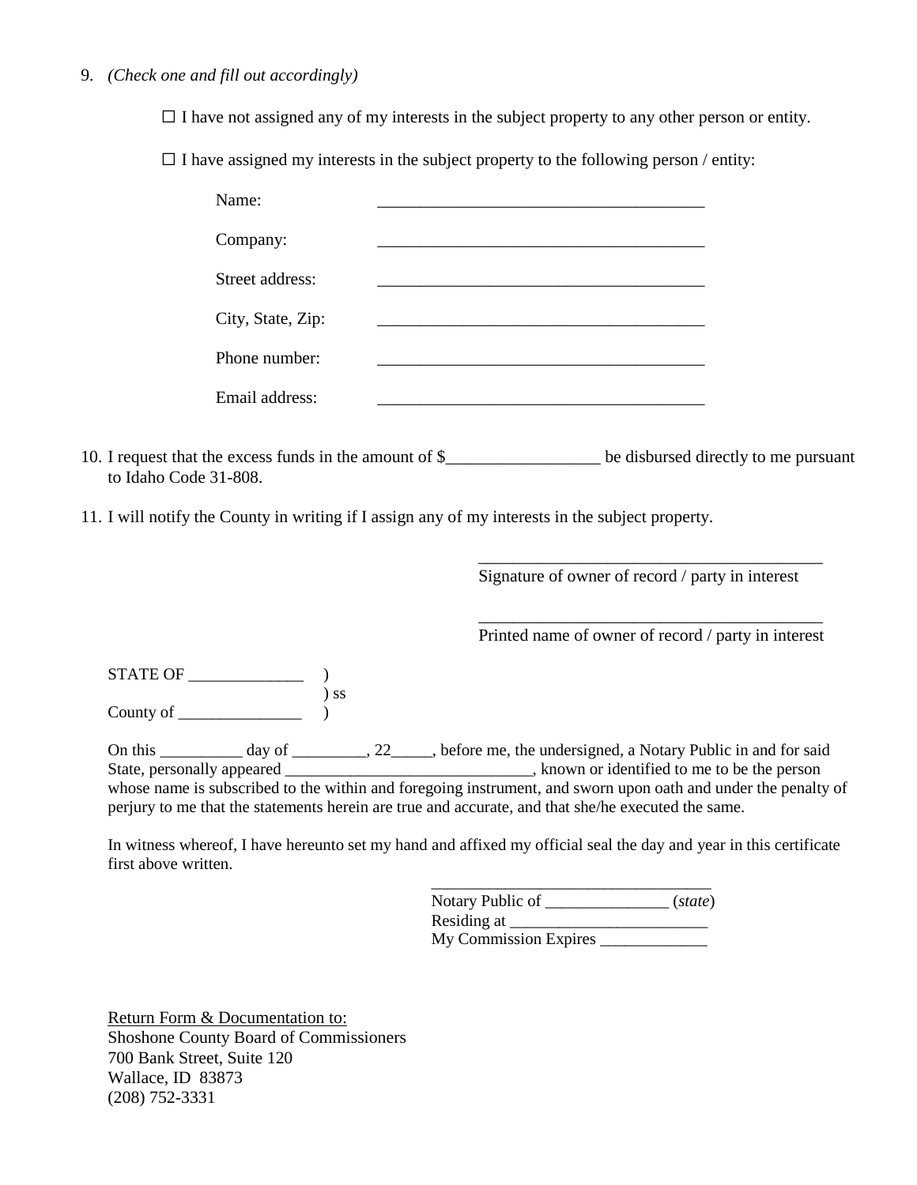9. *(Check one and fill out accordingly)*

   ☐ I have not assigned any of my interests in the subject property to any other person or entity.

   ☐ I have assigned my interests in the subject property to the following person / entity:

   Name: _______________________________________

   Company: _______________________________________

   Street address: _______________________________________

   City, State, Zip: _______________________________________

   Phone number: _______________________________________

   Email address: _______________________________________

10. I request that the excess funds in the amount of $__________________ be disbursed directly to me pursuant to Idaho Code 31-808.

11. I will notify the County in writing if I assign any of my interests in the subject property.

_________________________________________
Signature of owner of record / party in interest

_________________________________________
Printed name of owner of record / party in interest

STATE OF ______________ )
) ss
County of _______________ )

On this __________ day of _________, 22_____, before me, the undersigned, a Notary Public in and for said State, personally appeared ______________________________, known or identified to me to be the person whose name is subscribed to the within and foregoing instrument, and sworn upon oath and under the penalty of perjury to me that the statements herein are true and accurate, and that she/he executed the same.

In witness whereof, I have hereunto set my hand and affixed my official seal the day and year in this certificate first above written.

___________________________________
Notary Public of _______________ (*state*)
Residing at ________________________
My Commission Expires _____________

Return Form & Documentation to:
Shoshone County Board of Commissioners
700 Bank Street, Suite 120
Wallace, ID 83873
(208) 752-3331